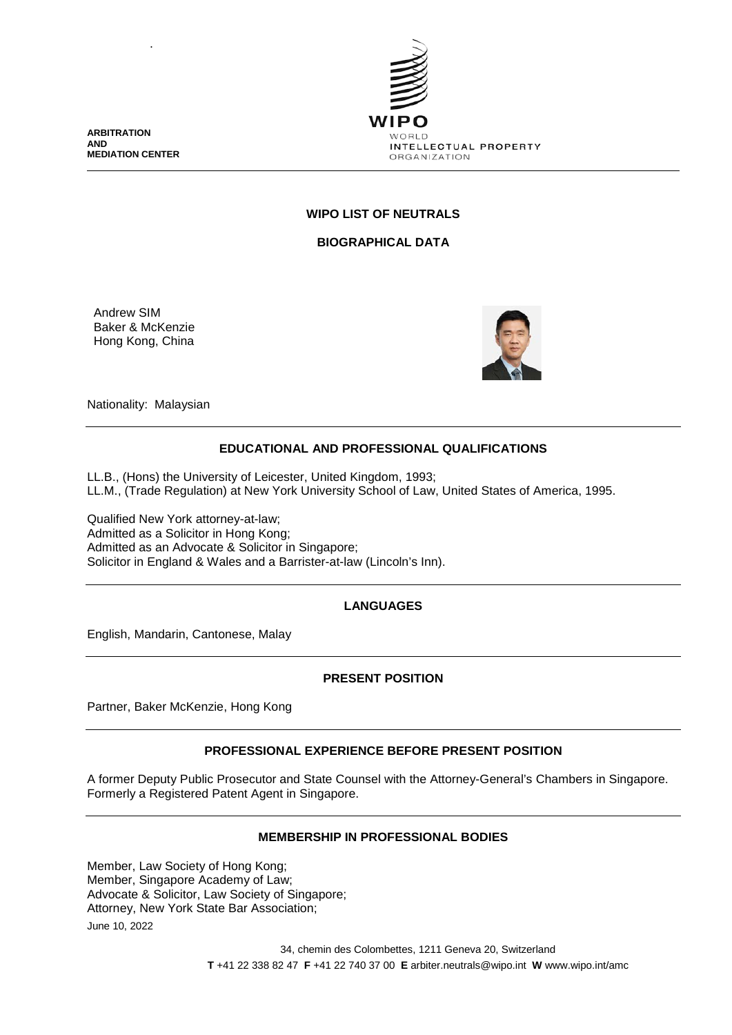**ARBITRATION AND MEDIATION CENTER**

WIPO WORLD INTELLECTUAL PROPERTY ORGANIZATION

## WIPO LIST OF NEUTRALS

## BIOGRAPHICAL DATA

Andrew SIM
Baker & McKenzie
Hong Kong, China

Nationality: Malaysian

### EDUCATIONAL AND PROFESSIONAL QUALIFICATIONS

LL.B., (Hons) the University of Leicester, United Kingdom, 1993;
LL.M., (Trade Regulation) at New York University School of Law, United States of America, 1995.

Qualified New York attorney-at-law;
Admitted as a Solicitor in Hong Kong;
Admitted as an Advocate & Solicitor in Singapore;
Solicitor in England & Wales and a Barrister-at-law (Lincoln's Inn).

### LANGUAGES

English, Mandarin, Cantonese, Malay

### PRESENT POSITION

Partner, Baker McKenzie, Hong Kong

### PROFESSIONAL EXPERIENCE BEFORE PRESENT POSITION

A former Deputy Public Prosecutor and State Counsel with the Attorney-General's Chambers in Singapore. Formerly a Registered Patent Agent in Singapore.

### MEMBERSHIP IN PROFESSIONAL BODIES

Member, Law Society of Hong Kong;
Member, Singapore Academy of Law;
Advocate & Solicitor, Law Society of Singapore;
Attorney, New York State Bar Association;

June 10, 2022

34, chemin des Colombettes, 1211 Geneva 20, Switzerland
**T** +41 22 338 82 47 **F** +41 22 740 37 00 **E** arbiter.neutrals@wipo.int **W** www.wipo.int/amc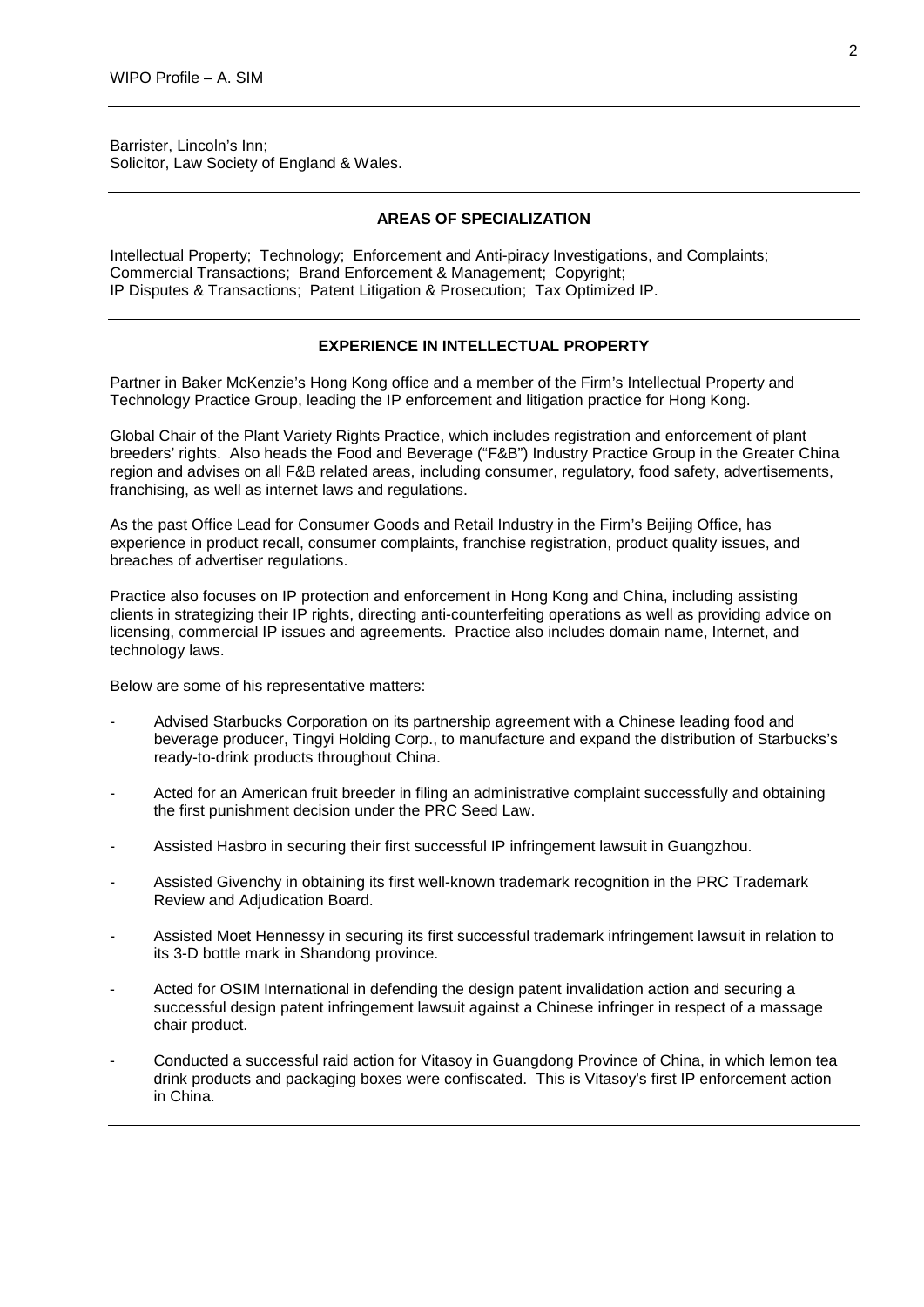Barrister, Lincoln's Inn;
Solicitor, Law Society of England & Wales.

## AREAS OF SPECIALIZATION

Intellectual Property; Technology; Enforcement and Anti-piracy Investigations, and Complaints; Commercial Transactions; Brand Enforcement & Management; Copyright; IP Disputes & Transactions; Patent Litigation & Prosecution; Tax Optimized IP.

## EXPERIENCE IN INTELLECTUAL PROPERTY

Partner in Baker McKenzie's Hong Kong office and a member of the Firm's Intellectual Property and Technology Practice Group, leading the IP enforcement and litigation practice for Hong Kong.

Global Chair of the Plant Variety Rights Practice, which includes registration and enforcement of plant breeders' rights. Also heads the Food and Beverage ("F&B") Industry Practice Group in the Greater China region and advises on all F&B related areas, including consumer, regulatory, food safety, advertisements, franchising, as well as internet laws and regulations.

As the past Office Lead for Consumer Goods and Retail Industry in the Firm's Beijing Office, has experience in product recall, consumer complaints, franchise registration, product quality issues, and breaches of advertiser regulations.

Practice also focuses on IP protection and enforcement in Hong Kong and China, including assisting clients in strategizing their IP rights, directing anti-counterfeiting operations as well as providing advice on licensing, commercial IP issues and agreements. Practice also includes domain name, Internet, and technology laws.

Below are some of his representative matters:

- Advised Starbucks Corporation on its partnership agreement with a Chinese leading food and beverage producer, Tingyi Holding Corp., to manufacture and expand the distribution of Starbucks's ready-to-drink products throughout China.
- Acted for an American fruit breeder in filing an administrative complaint successfully and obtaining the first punishment decision under the PRC Seed Law.
- Assisted Hasbro in securing their first successful IP infringement lawsuit in Guangzhou.
- Assisted Givenchy in obtaining its first well-known trademark recognition in the PRC Trademark Review and Adjudication Board.
- Assisted Moet Hennessy in securing its first successful trademark infringement lawsuit in relation to its 3-D bottle mark in Shandong province.
- Acted for OSIM International in defending the design patent invalidation action and securing a successful design patent infringement lawsuit against a Chinese infringer in respect of a massage chair product.
- Conducted a successful raid action for Vitasoy in Guangdong Province of China, in which lemon tea drink products and packaging boxes were confiscated. This is Vitasoy's first IP enforcement action in China.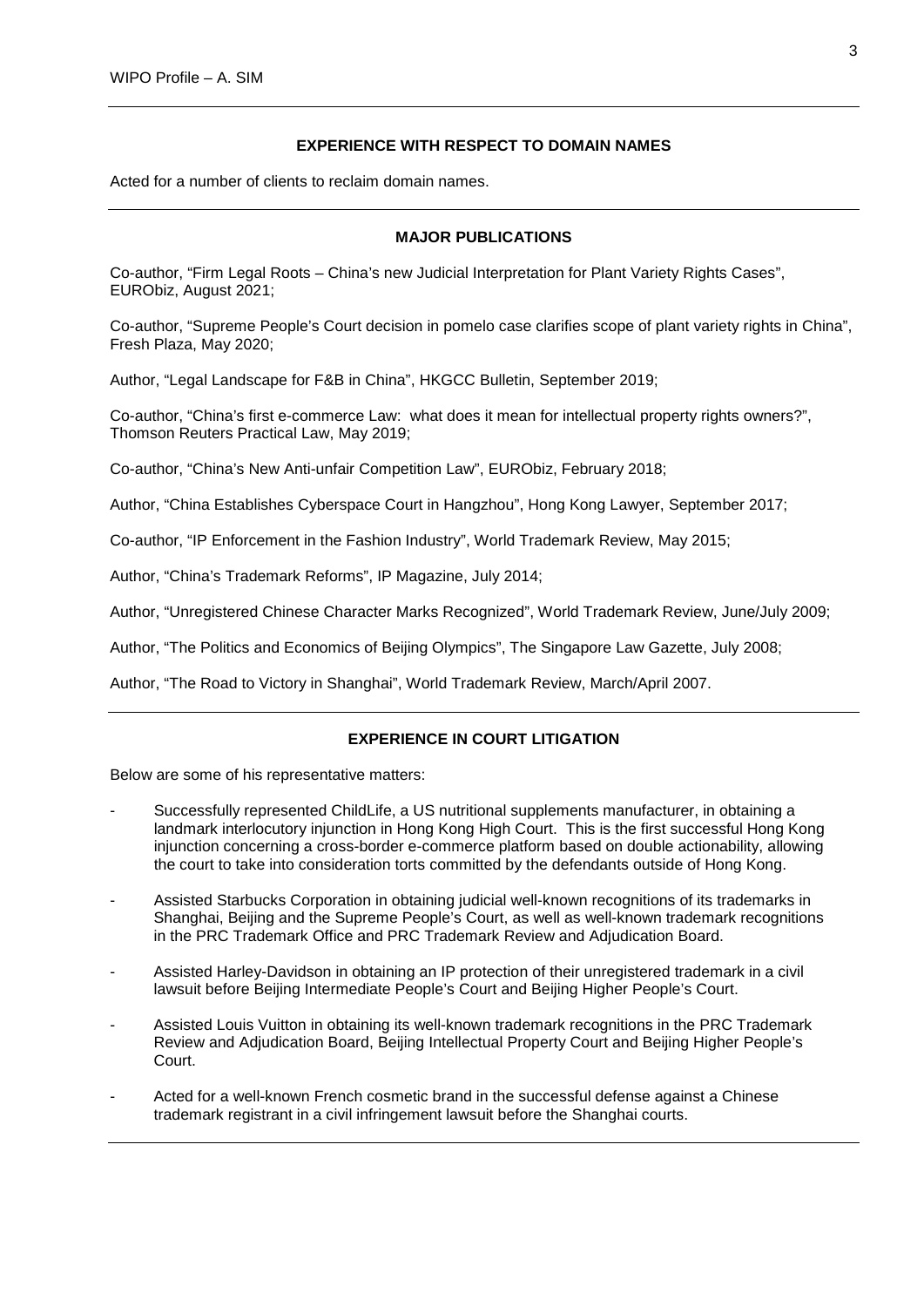## EXPERIENCE WITH RESPECT TO DOMAIN NAMES

Acted for a number of clients to reclaim domain names.

## MAJOR PUBLICATIONS

Co-author, "Firm Legal Roots – China's new Judicial Interpretation for Plant Variety Rights Cases", EURObiz, August 2021;

Co-author, "Supreme People's Court decision in pomelo case clarifies scope of plant variety rights in China", Fresh Plaza, May 2020;

Author, "Legal Landscape for F&B in China", HKGCC Bulletin, September 2019;

Co-author, "China's first e-commerce Law: what does it mean for intellectual property rights owners?", Thomson Reuters Practical Law, May 2019;

Co-author, "China's New Anti-unfair Competition Law", EURObiz, February 2018;

Author, "China Establishes Cyberspace Court in Hangzhou", Hong Kong Lawyer, September 2017;

Co-author, "IP Enforcement in the Fashion Industry", World Trademark Review, May 2015;

Author, "China's Trademark Reforms", IP Magazine, July 2014;

Author, "Unregistered Chinese Character Marks Recognized", World Trademark Review, June/July 2009;

Author, "The Politics and Economics of Beijing Olympics", The Singapore Law Gazette, July 2008;

Author, "The Road to Victory in Shanghai", World Trademark Review, March/April 2007.

## EXPERIENCE IN COURT LITIGATION

Below are some of his representative matters:

- Successfully represented ChildLife, a US nutritional supplements manufacturer, in obtaining a landmark interlocutory injunction in Hong Kong High Court. This is the first successful Hong Kong injunction concerning a cross-border e-commerce platform based on double actionability, allowing the court to take into consideration torts committed by the defendants outside of Hong Kong.
- Assisted Starbucks Corporation in obtaining judicial well-known recognitions of its trademarks in Shanghai, Beijing and the Supreme People's Court, as well as well-known trademark recognitions in the PRC Trademark Office and PRC Trademark Review and Adjudication Board.
- Assisted Harley-Davidson in obtaining an IP protection of their unregistered trademark in a civil lawsuit before Beijing Intermediate People's Court and Beijing Higher People's Court.
- Assisted Louis Vuitton in obtaining its well-known trademark recognitions in the PRC Trademark Review and Adjudication Board, Beijing Intellectual Property Court and Beijing Higher People's Court.
- Acted for a well-known French cosmetic brand in the successful defense against a Chinese trademark registrant in a civil infringement lawsuit before the Shanghai courts.